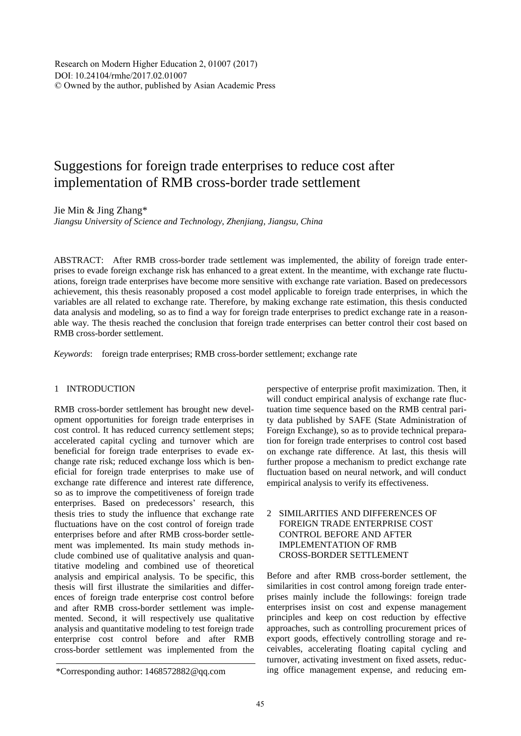Research on Modern Higher Education 2, 01007 (2017)
DOI: 10.24104/rmhe/2017.02.01007
© Owned by the author, published by Asian Academic Press

# Suggestions for foreign trade enterprises to reduce cost after implementation of RMB cross-border trade settlement

Jie Min & Jing Zhang*

*Jiangsu University of Science and Technology, Zhenjiang, Jiangsu, China*

ABSTRACT: After RMB cross-border trade settlement was implemented, the ability of foreign trade enterprises to evade foreign exchange risk has enhanced to a great extent. In the meantime, with exchange rate fluctuations, foreign trade enterprises have become more sensitive with exchange rate variation. Based on predecessors achievement, this thesis reasonably proposed a cost model applicable to foreign trade enterprises, in which the variables are all related to exchange rate. Therefore, by making exchange rate estimation, this thesis conducted data analysis and modeling, so as to find a way for foreign trade enterprises to predict exchange rate in a reasonable way. The thesis reached the conclusion that foreign trade enterprises can better control their cost based on RMB cross-border settlement.

*Keywords*: foreign trade enterprises; RMB cross-border settlement; exchange rate

## 1 INTRODUCTION

RMB cross-border settlement has brought new development opportunities for foreign trade enterprises in cost control. It has reduced currency settlement steps; accelerated capital cycling and turnover which are beneficial for foreign trade enterprises to evade exchange rate risk; reduced exchange loss which is beneficial for foreign trade enterprises to make use of exchange rate difference and interest rate difference, so as to improve the competitiveness of foreign trade enterprises. Based on predecessors' research, this thesis tries to study the influence that exchange rate fluctuations have on the cost control of foreign trade enterprises before and after RMB cross-border settlement was implemented. Its main study methods include combined use of qualitative analysis and quantitative modeling and combined use of theoretical analysis and empirical analysis. To be specific, this thesis will first illustrate the similarities and differences of foreign trade enterprise cost control before and after RMB cross-border settlement was implemented. Second, it will respectively use qualitative analysis and quantitative modeling to test foreign trade enterprise cost control before and after RMB cross-border settlement was implemented from the perspective of enterprise profit maximization. Then, it will conduct empirical analysis of exchange rate fluctuation time sequence based on the RMB central parity data published by SAFE (State Administration of Foreign Exchange), so as to provide technical preparation for foreign trade enterprises to control cost based on exchange rate difference. At last, this thesis will further propose a mechanism to predict exchange rate fluctuation based on neural network, and will conduct empirical analysis to verify its effectiveness.

## 2 SIMILARITIES AND DIFFERENCES OF FOREIGN TRADE ENTERPRISE COST CONTROL BEFORE AND AFTER IMPLEMENTATION OF RMB CROSS-BORDER SETTLEMENT

Before and after RMB cross-border settlement, the similarities in cost control among foreign trade enterprises mainly include the followings: foreign trade enterprises insist on cost and expense management principles and keep on cost reduction by effective approaches, such as controlling procurement prices of export goods, effectively controlling storage and receivables, accelerating floating capital cycling and turnover, activating investment on fixed assets, reducing office management expense, and reducing em-

*Corresponding author: 1468572882@qq.com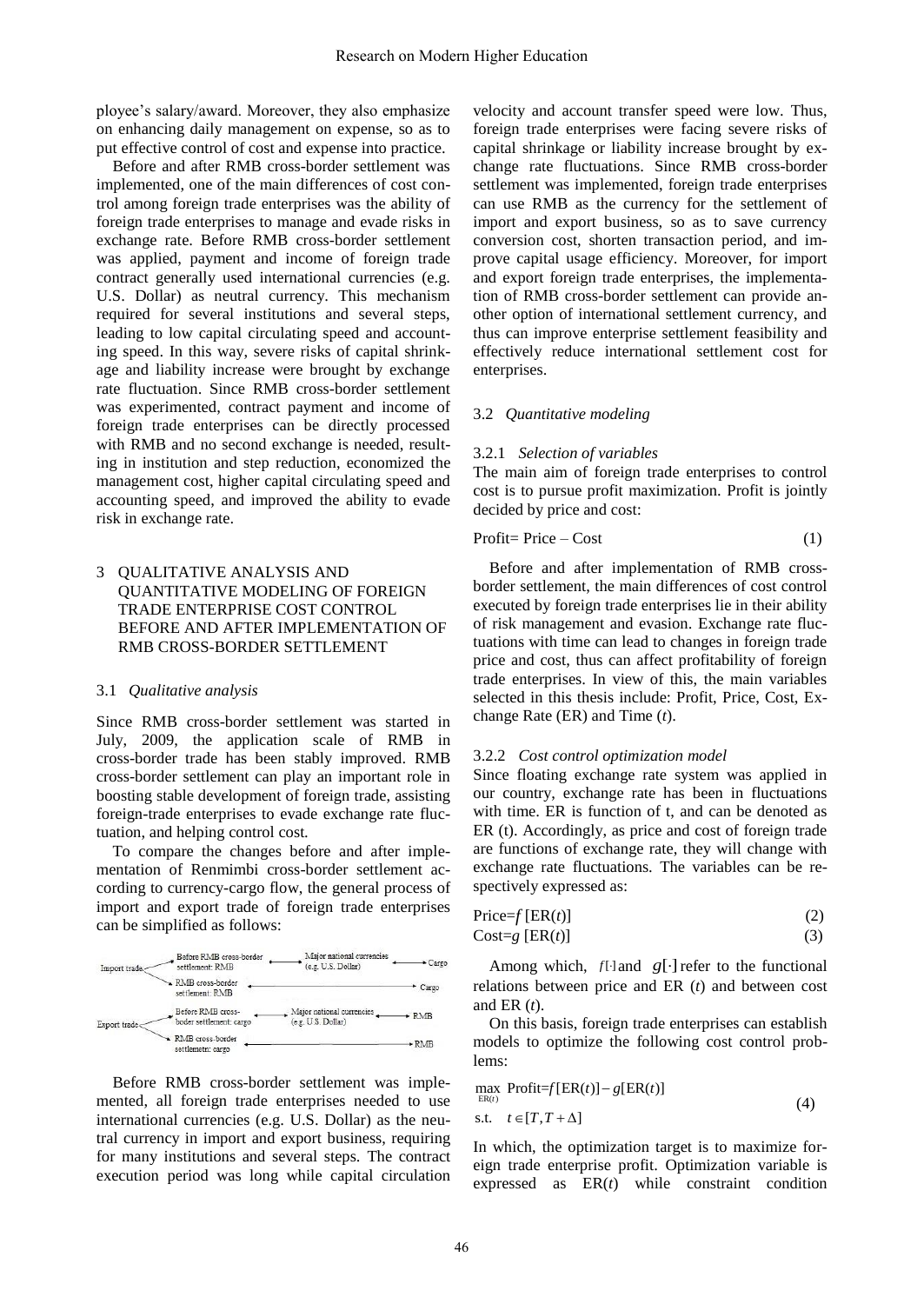ployee's salary/award. Moreover, they also emphasize on enhancing daily management on expense, so as to put effective control of cost and expense into practice.

Before and after RMB cross-border settlement was implemented, one of the main differences of cost control among foreign trade enterprises was the ability of foreign trade enterprises to manage and evade risks in exchange rate. Before RMB cross-border settlement was applied, payment and income of foreign trade contract generally used international currencies (e.g. U.S. Dollar) as neutral currency. This mechanism required for several institutions and several steps, leading to low capital circulating speed and accounting speed. In this way, severe risks of capital shrinkage and liability increase were brought by exchange rate fluctuation. Since RMB cross-border settlement was experimented, contract payment and income of foreign trade enterprises can be directly processed with RMB and no second exchange is needed, resulting in institution and step reduction, economized the management cost, higher capital circulating speed and accounting speed, and improved the ability to evade risk in exchange rate.

## 3 QUALITATIVE ANALYSIS AND QUANTITATIVE MODELING OF FOREIGN TRADE ENTERPRISE COST CONTROL BEFORE AND AFTER IMPLEMENTATION OF RMB CROSS-BORDER SETTLEMENT

### 3.1 *Qualitative analysis*

Since RMB cross-border settlement was started in July, 2009, the application scale of RMB in cross-border trade has been stably improved. RMB cross-border settlement can play an important role in boosting stable development of foreign trade, assisting foreign-trade enterprises to evade exchange rate fluctuation, and helping control cost.

To compare the changes before and after implementation of Renmimbi cross-border settlement according to currency-cargo flow, the general process of import and export trade of foreign trade enterprises can be simplified as follows:

Import trade: Before RMB cross-border settlement: RMB ⟷ Major national currencies (e.g. U.S. Dollar) ⟷ Cargo; RMB cross-border settlement: RMB ⟷ Cargo

Export trade: Before RMB cross-boder settlement: cargo ⟷ Major national currencies (e.g. U.S. Dollar) ⟷ RMB; RMB cross-border settlemetn: cargo ⟷ RMB

Before RMB cross-border settlement was implemented, all foreign trade enterprises needed to use international currencies (e.g. U.S. Dollar) as the neutral currency in import and export business, requiring for many institutions and several steps. The contract execution period was long while capital circulation velocity and account transfer speed were low. Thus, foreign trade enterprises were facing severe risks of capital shrinkage or liability increase brought by exchange rate fluctuations. Since RMB cross-border settlement was implemented, foreign trade enterprises can use RMB as the currency for the settlement of import and export business, so as to save currency conversion cost, shorten transaction period, and improve capital usage efficiency. Moreover, for import and export foreign trade enterprises, the implementation of RMB cross-border settlement can provide another option of international settlement currency, and thus can improve enterprise settlement feasibility and effectively reduce international settlement cost for enterprises.

### 3.2 *Quantitative modeling*

#### 3.2.1 *Selection of variables*

The main aim of foreign trade enterprises to control cost is to pursue profit maximization. Profit is jointly decided by price and cost:

$$\text{Profit} = \text{Price} - \text{Cost} \tag{1}$$

Before and after implementation of RMB cross-border settlement, the main differences of cost control executed by foreign trade enterprises lie in their ability of risk management and evasion. Exchange rate fluctuations with time can lead to changes in foreign trade price and cost, thus can affect profitability of foreign trade enterprises. In view of this, the main variables selected in this thesis include: Profit, Price, Cost, Exchange Rate (ER) and Time ($t$).

#### 3.2.2 *Cost control optimization model*

Since floating exchange rate system was applied in our country, exchange rate has been in fluctuations with time. ER is function of t, and can be denoted as ER (t). Accordingly, as price and cost of foreign trade are functions of exchange rate, they will change with exchange rate fluctuations. The variables can be respectively expressed as:

$$\text{Price} = f\,[\text{ER}(t)] \tag{2}$$

$$\text{Cost} = g\,[\text{ER}(t)] \tag{3}$$

Among which, $f[\cdot]$ and $g[\cdot]$ refer to the functional relations between price and ER ($t$) and between cost and ER ($t$).

On this basis, foreign trade enterprises can establish models to optimize the following cost control problems:

$$\begin{aligned} &\max_{\text{ER}(t)} \ \text{Profit} = f[\text{ER}(t)] - g[\text{ER}(t)] \\ &\text{s.t.} \quad t \in [T, T+\Delta] \end{aligned} \tag{4}$$

In which, the optimization target is to maximize foreign trade enterprise profit. Optimization variable is expressed as ER($t$) while constraint condition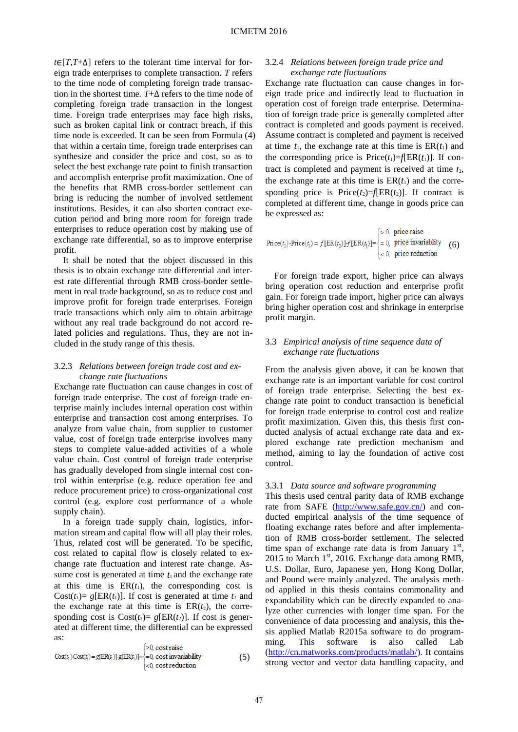$t \in [T, T+\Delta]$ refers to the tolerant time interval for foreign trade enterprises to complete transaction. $T$ refers to the time node of completing foreign trade transaction in the shortest time. $T+\Delta$ refers to the time node of completing foreign trade transaction in the longest time. Foreign trade enterprises may face high risks, such as broken capital link or contract breach, if this time node is exceeded. It can be seen from Formula (4) that within a certain time, foreign trade enterprises can synthesize and consider the price and cost, so as to select the best exchange rate point to finish transaction and accomplish enterprise profit maximization. One of the benefits that RMB cross-border settlement can bring is reducing the number of involved settlement institutions. Besides, it can also shorten contract execution period and bring more room for foreign trade enterprises to reduce operation cost by making use of exchange rate differential, so as to improve enterprise profit.

It shall be noted that the object discussed in this thesis is to obtain exchange rate differential and interest rate differential through RMB cross-border settlement in real trade background, so as to reduce cost and improve profit for foreign trade enterprises. Foreign trade transactions which only aim to obtain arbitrage without any real trade background do not accord related policies and regulations. Thus, they are not included in the study range of this thesis.

### 3.2.3 *Relations between foreign trade cost and exchange rate fluctuations*

Exchange rate fluctuation can cause changes in cost of foreign trade enterprise. The cost of foreign trade enterprise mainly includes internal operation cost within enterprise and transaction cost among enterprises. To analyze from value chain, from supplier to customer value, cost of foreign trade enterprise involves many steps to complete value-added activities of a whole value chain. Cost control of foreign trade enterprise has gradually developed from single internal cost control within enterprise (e.g. reduce operation fee and reduce procurement price) to cross-organizational cost control (e.g. explore cost performance of a whole supply chain).

In a foreign trade supply chain, logistics, information stream and capital flow will all play their roles. Thus, related cost will be generated. To be specific, cost related to capital flow is closely related to exchange rate fluctuation and interest rate change. Assume cost is generated at time $t_1$ and the exchange rate at this time is $\mathrm{ER}(t_1)$, the corresponding cost is $\mathrm{Cost}(t_1) = g[\mathrm{ER}(t_1)]$. If cost is generated at time $t_2$ and the exchange rate at this time is $\mathrm{ER}(t_2)$, the corresponding cost is $\mathrm{Cost}(t_2) = g[\mathrm{ER}(t_2)]$. If cost is generated at different time, the differential can be expressed as:

$$\mathrm{Cost}(t_2)\text{-}\mathrm{Cost}(t_1) = g[\mathrm{ER}(t_2)]\text{-}g[\mathrm{ER}(t_1)] = \begin{cases} >0, & \text{cost raise} \\ =0, & \text{cost invariability} \\ <0, & \text{cost reduction} \end{cases} \quad (5)$$

### 3.2.4 *Relations between foreign trade price and exchange rate fluctuations*

Exchange rate fluctuation can cause changes in foreign trade price and indirectly lead to fluctuation in operation cost of foreign trade enterprise. Determination of foreign trade price is generally completed after contract is completed and goods payment is received. Assume contract is completed and payment is received at time $t_1$, the exchange rate at this time is $\mathrm{ER}(t_1)$ and the corresponding price is $\mathrm{Price}(t_1) = f[\mathrm{ER}(t_1)]$. If contract is completed and payment is received at time $t_2$, the exchange rate at this time is $\mathrm{ER}(t_1)$ and the corresponding price is $\mathrm{Price}(t_2) = f[\mathrm{ER}(t_2)]$. If contract is completed at different time, change in goods price can be expressed as:

$$\mathrm{Price}(t_2)\text{-}\mathrm{Price}(t_1) = f[\mathrm{ER}(t_2)]\text{-}f[\mathrm{ER}(t_1)] = \begin{cases} >0, & \text{price raise} \\ =0, & \text{price invariablity} \\ <0, & \text{price reduction} \end{cases} \quad (6)$$

For foreign trade export, higher price can always bring operation cost reduction and enterprise profit gain. For foreign trade import, higher price can always bring higher operation cost and shrinkage in enterprise profit margin.

## 3.3 *Empirical analysis of time sequence data of exchange rate fluctuations*

From the analysis given above, it can be known that exchange rate is an important variable for cost control of foreign trade enterprise. Selecting the best exchange rate point to conduct transaction is beneficial for foreign trade enterprise to control cost and realize profit maximization. Given this, this thesis first conducted analysis of actual exchange rate data and explored exchange rate prediction mechanism and method, aiming to lay the foundation of active cost control.

### 3.3.1 *Data source and software programming*

This thesis used central parity data of RMB exchange rate from SAFE (http://www.safe.gov.cn/) and conducted empirical analysis of the time sequence of floating exchange rates before and after implementation of RMB cross-border settlement. The selected time span of exchange rate data is from January 1st, 2015 to March 1st, 2016. Exchange data among RMB, U.S. Dollar, Euro, Japanese yen, Hong Kong Dollar, and Pound were mainly analyzed. The analysis method applied in this thesis contains commonality and expandability which can be directly expanded to analyze other currencies with longer time span. For the convenience of data processing and analysis, this thesis applied Matlab R2015a software to do programming. This software is also called Lab (http://cn.matworks.com/products/matlab/). It contains strong vector and vector data handling capacity, and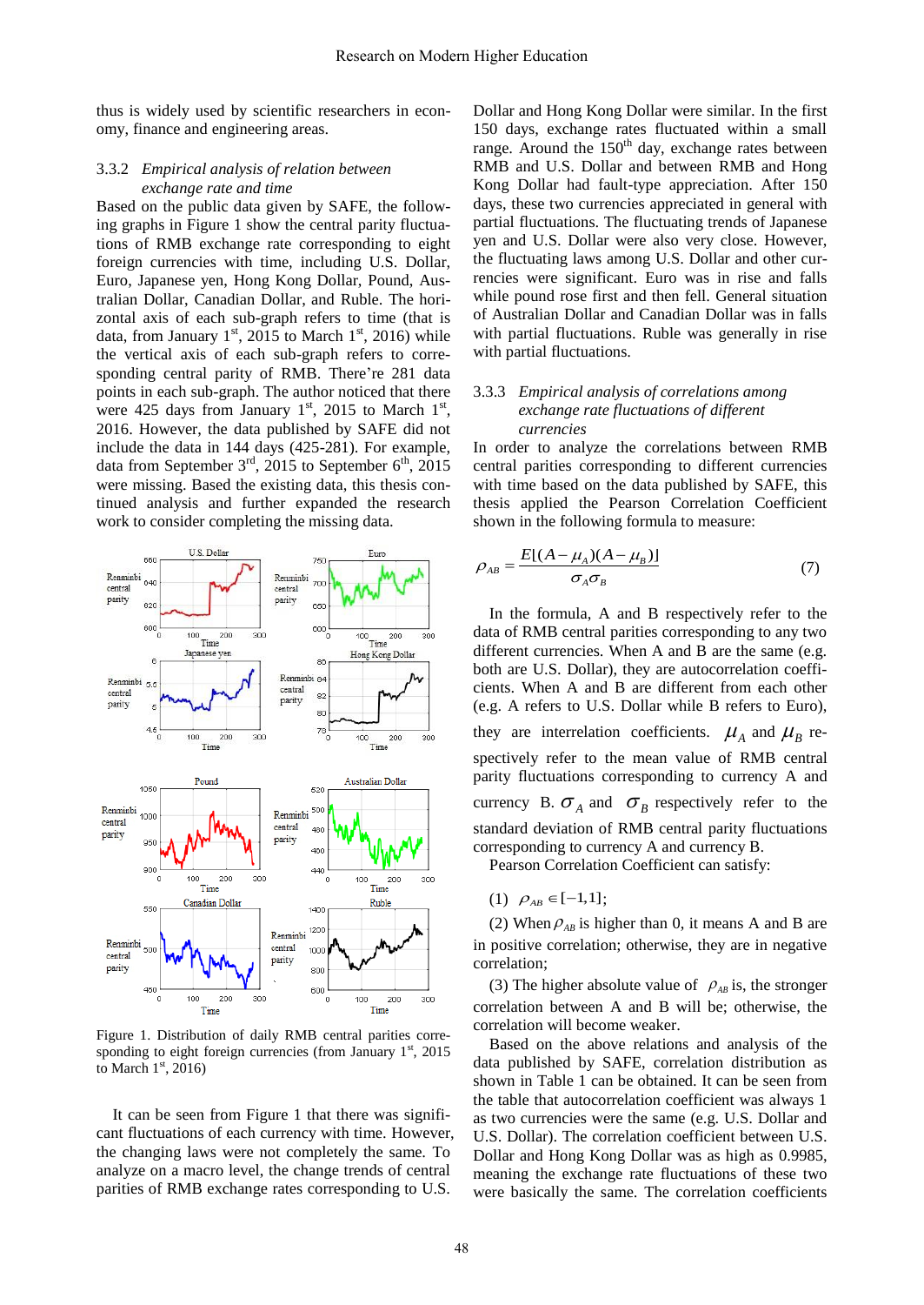thus is widely used by scientific researchers in economy, finance and engineering areas.

### 3.3.2 *Empirical analysis of relation between exchange rate and time*

Based on the public data given by SAFE, the following graphs in Figure 1 show the central parity fluctuations of RMB exchange rate corresponding to eight foreign currencies with time, including U.S. Dollar, Euro, Japanese yen, Hong Kong Dollar, Pound, Australian Dollar, Canadian Dollar, and Ruble. The horizontal axis of each sub-graph refers to time (that is data, from January 1st, 2015 to March 1st, 2016) while the vertical axis of each sub-graph refers to corresponding central parity of RMB. There're 281 data points in each sub-graph. The author noticed that there were 425 days from January 1st, 2015 to March 1st, 2016. However, the data published by SAFE did not include the data in 144 days (425-281). For example, data from September 3rd, 2015 to September 6th, 2015 were missing. Based the existing data, this thesis continued analysis and further expanded the research work to consider completing the missing data.

Figure 1. Distribution of daily RMB central parities corresponding to eight foreign currencies (from January 1st, 2015 to March 1st, 2016)

It can be seen from Figure 1 that there was significant fluctuations of each currency with time. However, the changing laws were not completely the same. To analyze on a macro level, the change trends of central parities of RMB exchange rates corresponding to U.S. Dollar and Hong Kong Dollar were similar. In the first 150 days, exchange rates fluctuated within a small range. Around the 150th day, exchange rates between RMB and U.S. Dollar and between RMB and Hong Kong Dollar had fault-type appreciation. After 150 days, these two currencies appreciated in general with partial fluctuations. The fluctuating trends of Japanese yen and U.S. Dollar were also very close. However, the fluctuating laws among U.S. Dollar and other currencies were significant. Euro was in rise and falls while pound rose first and then fell. General situation of Australian Dollar and Canadian Dollar was in falls with partial fluctuations. Ruble was generally in rise with partial fluctuations.

### 3.3.3 *Empirical analysis of correlations among exchange rate fluctuations of different currencies*

In order to analyze the correlations between RMB central parities corresponding to different currencies with time based on the data published by SAFE, this thesis applied the Pearson Correlation Coefficient shown in the following formula to measure:

$$\rho_{AB} = \frac{E[(A-\mu_A)(A-\mu_B)]}{\sigma_A \sigma_B} \tag{7}$$

In the formula, A and B respectively refer to the data of RMB central parities corresponding to any two different currencies. When A and B are the same (e.g. both are U.S. Dollar), they are autocorrelation coefficients. When A and B are different from each other (e.g. A refers to U.S. Dollar while B refers to Euro), they are interrelation coefficients. $\mu_A$ and $\mu_B$ respectively refer to the mean value of RMB central parity fluctuations corresponding to currency A and currency B. $\sigma_A$ and $\sigma_B$ respectively refer to the standard deviation of RMB central parity fluctuations corresponding to currency A and currency B.

Pearson Correlation Coefficient can satisfy:

(1) $\rho_{AB} \in [-1,1]$;

(2) When $\rho_{AB}$ is higher than 0, it means A and B are in positive correlation; otherwise, they are in negative correlation;

(3) The higher absolute value of $\rho_{AB}$ is, the stronger correlation between A and B will be; otherwise, the correlation will become weaker.

Based on the above relations and analysis of the data published by SAFE, correlation distribution as shown in Table 1 can be obtained. It can be seen from the table that autocorrelation coefficient was always 1 as two currencies were the same (e.g. U.S. Dollar and U.S. Dollar). The correlation coefficient between U.S. Dollar and Hong Kong Dollar was as high as 0.9985, meaning the exchange rate fluctuations of these two were basically the same. The correlation coefficients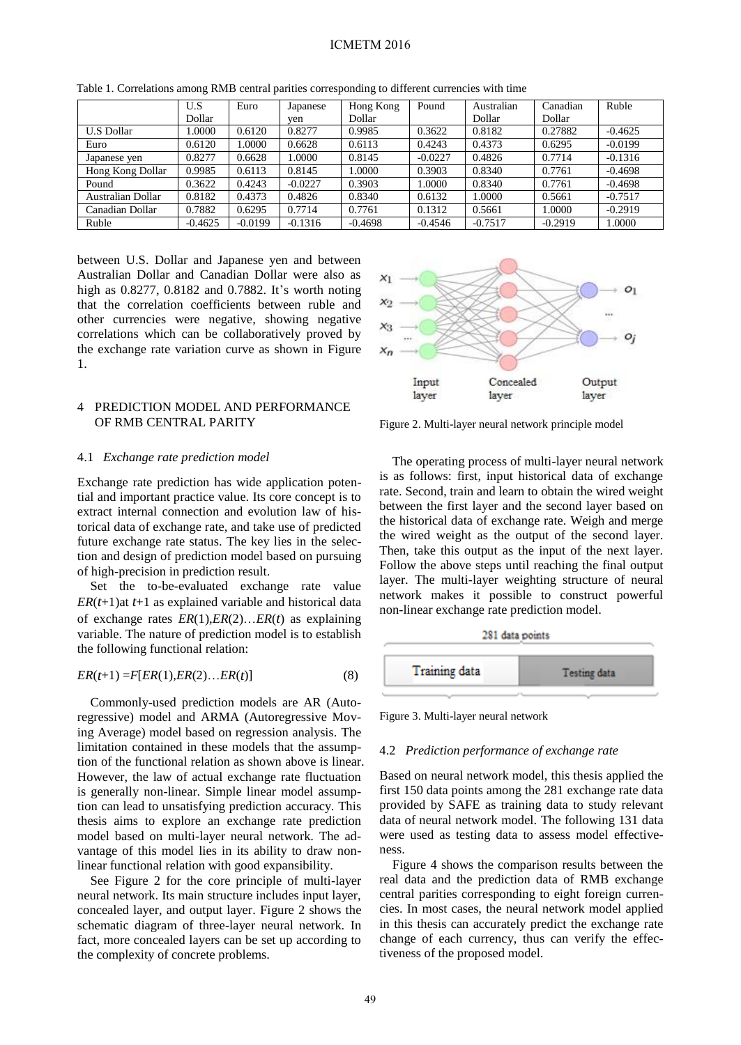Table 1. Correlations among RMB central parities corresponding to different currencies with time

| | U.S Dollar | Euro | Japanese yen | Hong Kong Dollar | Pound | Australian Dollar | Canadian Dollar | Ruble |
|---|---|---|---|---|---|---|---|---|
| U.S Dollar | 1.0000 | 0.6120 | 0.8277 | 0.9985 | 0.3622 | 0.8182 | 0.27882 | -0.4625 |
| Euro | 0.6120 | 1.0000 | 0.6628 | 0.6113 | 0.4243 | 0.4373 | 0.6295 | -0.0199 |
| Japanese yen | 0.8277 | 0.6628 | 1.0000 | 0.8145 | -0.0227 | 0.4826 | 0.7714 | -0.1316 |
| Hong Kong Dollar | 0.9985 | 0.6113 | 0.8145 | 1.0000 | 0.3903 | 0.8340 | 0.7761 | -0.4698 |
| Pound | 0.3622 | 0.4243 | -0.0227 | 0.3903 | 1.0000 | 0.8340 | 0.7761 | -0.4698 |
| Australian Dollar | 0.8182 | 0.4373 | 0.4826 | 0.8340 | 0.6132 | 1.0000 | 0.5661 | -0.7517 |
| Canadian Dollar | 0.7882 | 0.6295 | 0.7714 | 0.7761 | 0.1312 | 0.5661 | 1.0000 | -0.2919 |
| Ruble | -0.4625 | -0.0199 | -0.1316 | -0.4698 | -0.4546 | -0.7517 | -0.2919 | 1.0000 |

between U.S. Dollar and Japanese yen and between Australian Dollar and Canadian Dollar were also as high as 0.8277, 0.8182 and 0.7882. It's worth noting that the correlation coefficients between ruble and other currencies were negative, showing negative correlations which can be collaboratively proved by the exchange rate variation curve as shown in Figure 1.

## 4 PREDICTION MODEL AND PERFORMANCE OF RMB CENTRAL PARITY

### 4.1 *Exchange rate prediction model*

Exchange rate prediction has wide application potential and important practice value. Its core concept is to extract internal connection and evolution law of historical data of exchange rate, and take use of predicted future exchange rate status. The key lies in the selection and design of prediction model based on pursuing of high-precision in prediction result.

Set the to-be-evaluated exchange rate value $ER(t+1)$at $t+1$ as explained variable and historical data of exchange rates $ER(1),ER(2)\ldots ER(t)$ as explaining variable. The nature of prediction model is to establish the following functional relation:

$$ER(t+1) = F[ER(1),ER(2)\ldots ER(t)] \tag{8}$$

Commonly-used prediction models are AR (Autoregressive) model and ARMA (Autoregressive Moving Average) model based on regression analysis. The limitation contained in these models that the assumption of the functional relation as shown above is linear. However, the law of actual exchange rate fluctuation is generally non-linear. Simple linear model assumption can lead to unsatisfying prediction accuracy. This thesis aims to explore an exchange rate prediction model based on multi-layer neural network. The advantage of this model lies in its ability to draw non-linear functional relation with good expansibility.

See Figure 2 for the core principle of multi-layer neural network. Its main structure includes input layer, concealed layer, and output layer. Figure 2 shows the schematic diagram of three-layer neural network. In fact, more concealed layers can be set up according to the complexity of concrete problems.

Figure 2. Multi-layer neural network principle model

The operating process of multi-layer neural network is as follows: first, input historical data of exchange rate. Second, train and learn to obtain the wired weight between the first layer and the second layer based on the historical data of exchange rate. Weigh and merge the wired weight as the output of the second layer. Then, take this output as the input of the next layer. Follow the above steps until reaching the final output layer. The multi-layer weighting structure of neural network makes it possible to construct powerful non-linear exchange rate prediction model.

Figure 3. Multi-layer neural network

### 4.2 *Prediction performance of exchange rate*

Based on neural network model, this thesis applied the first 150 data points among the 281 exchange rate data provided by SAFE as training data to study relevant data of neural network model. The following 131 data were used as testing data to assess model effectiveness.

Figure 4 shows the comparison results between the real data and the prediction data of RMB exchange central parities corresponding to eight foreign currencies. In most cases, the neural network model applied in this thesis can accurately predict the exchange rate change of each currency, thus can verify the effectiveness of the proposed model.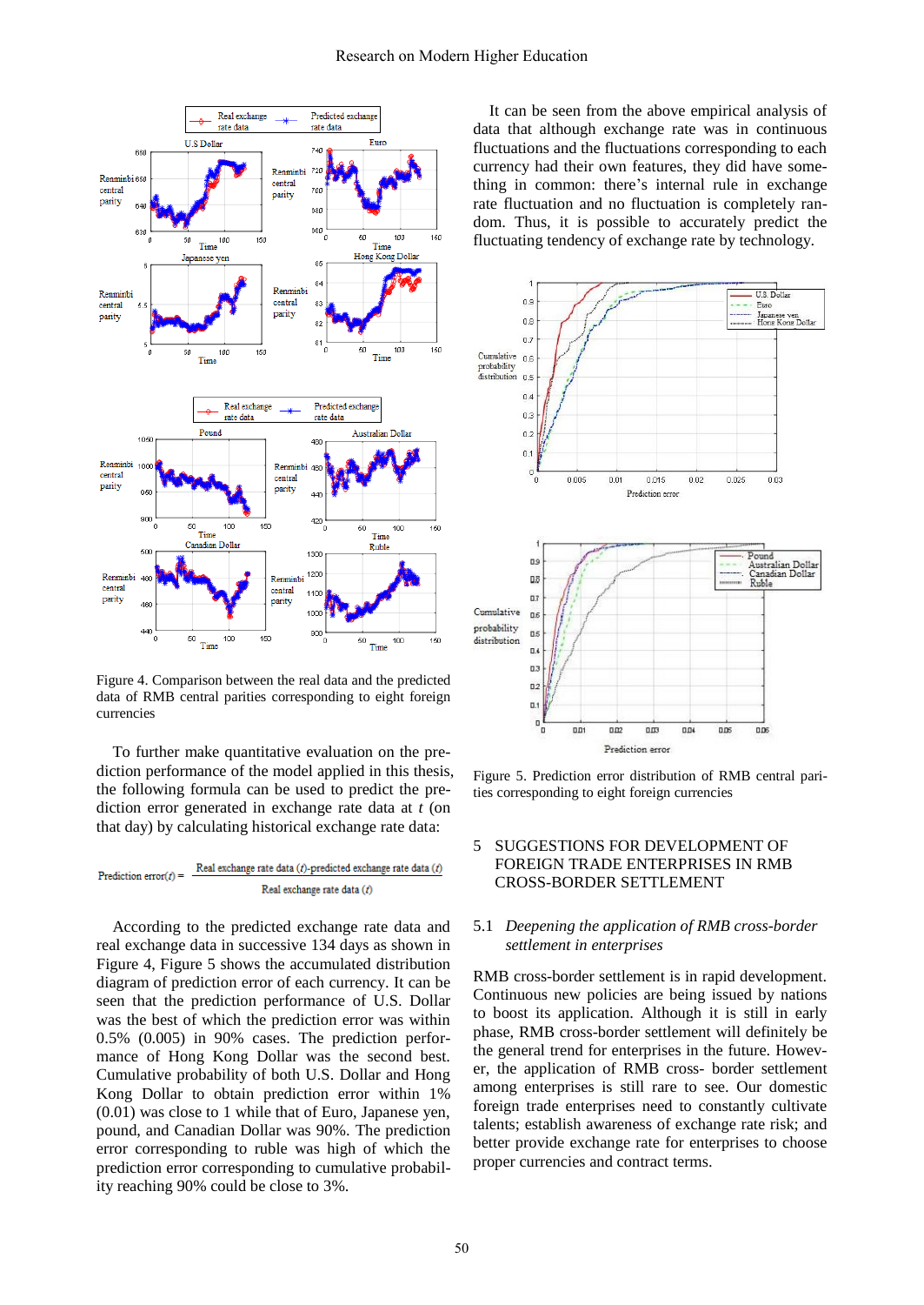Figure 4. Comparison between the real data and the predicted data of RMB central parities corresponding to eight foreign currencies

To further make quantitative evaluation on the prediction performance of the model applied in this thesis, the following formula can be used to predict the prediction error generated in exchange rate data at $t$ (on that day) by calculating historical exchange rate data:

$$\text{Prediction error}(t) = \frac{\text{Real exchange rate data }(t)\text{-predicted exchange rate data }(t)}{\text{Real exchange rate data }(t)}$$

According to the predicted exchange rate data and real exchange data in successive 134 days as shown in Figure 4, Figure 5 shows the accumulated distribution diagram of prediction error of each currency. It can be seen that the prediction performance of U.S. Dollar was the best of which the prediction error was within 0.5% (0.005) in 90% cases. The prediction performance of Hong Kong Dollar was the second best. Cumulative probability of both U.S. Dollar and Hong Kong Dollar to obtain prediction error within 1% (0.01) was close to 1 while that of Euro, Japanese yen, pound, and Canadian Dollar was 90%. The prediction error corresponding to ruble was high of which the prediction error corresponding to cumulative probability reaching 90% could be close to 3%.

It can be seen from the above empirical analysis of data that although exchange rate was in continuous fluctuations and the fluctuations corresponding to each currency had their own features, they did have something in common: there's internal rule in exchange rate fluctuation and no fluctuation is completely random. Thus, it is possible to accurately predict the fluctuating tendency of exchange rate by technology.

Figure 5. Prediction error distribution of RMB central parities corresponding to eight foreign currencies

## 5 SUGGESTIONS FOR DEVELOPMENT OF FOREIGN TRADE ENTERPRISES IN RMB CROSS-BORDER SETTLEMENT

### 5.1 *Deepening the application of RMB cross-border settlement in enterprises*

RMB cross-border settlement is in rapid development. Continuous new policies are being issued by nations to boost its application. Although it is still in early phase, RMB cross-border settlement will definitely be the general trend for enterprises in the future. However, the application of RMB cross- border settlement among enterprises is still rare to see. Our domestic foreign trade enterprises need to constantly cultivate talents; establish awareness of exchange rate risk; and better provide exchange rate for enterprises to choose proper currencies and contract terms.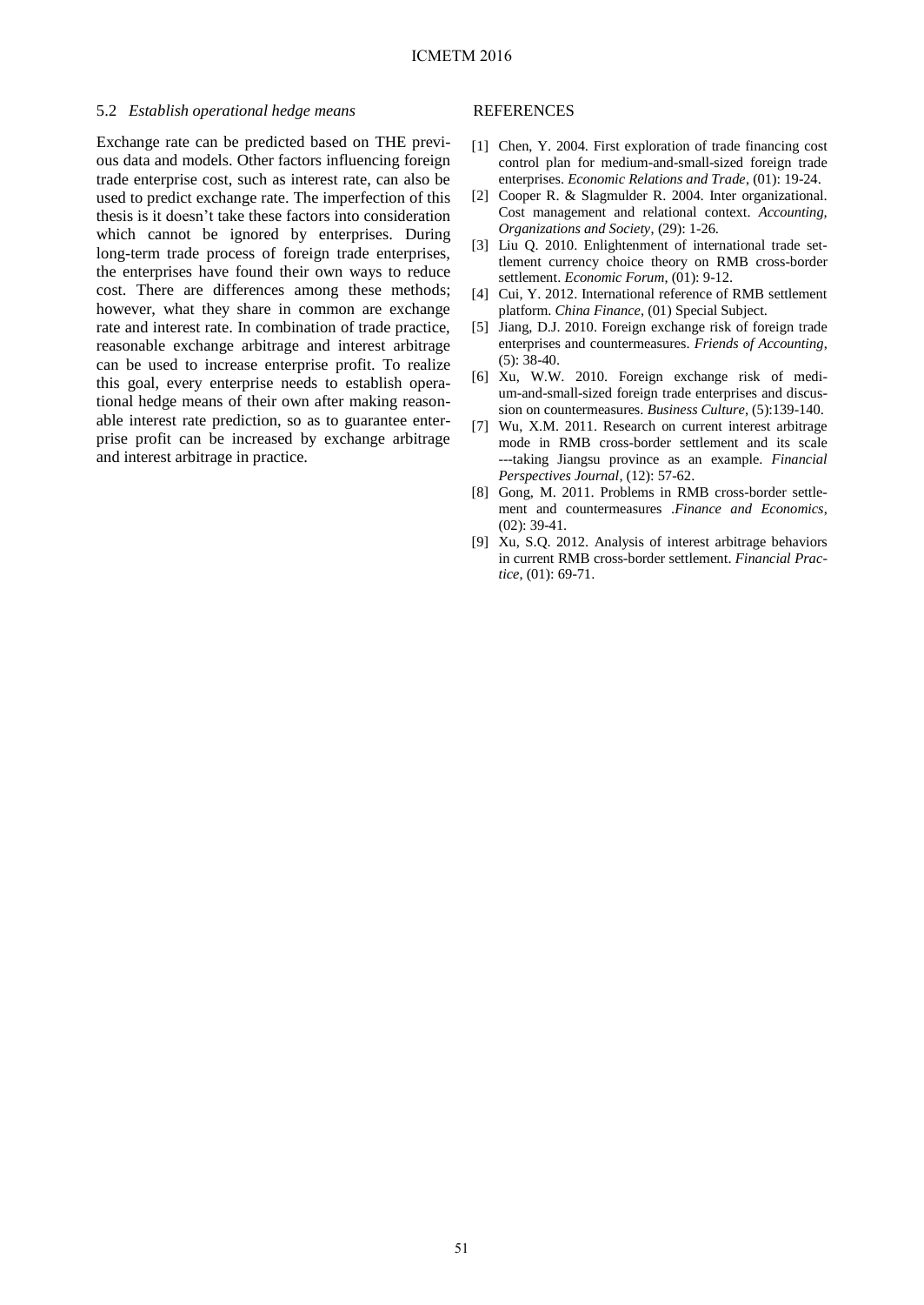### 5.2 *Establish operational hedge means*

Exchange rate can be predicted based on THE previous data and models. Other factors influencing foreign trade enterprise cost, such as interest rate, can also be used to predict exchange rate. The imperfection of this thesis is it doesn't take these factors into consideration which cannot be ignored by enterprises. During long-term trade process of foreign trade enterprises, the enterprises have found their own ways to reduce cost. There are differences among these methods; however, what they share in common are exchange rate and interest rate. In combination of trade practice, reasonable exchange arbitrage and interest arbitrage can be used to increase enterprise profit. To realize this goal, every enterprise needs to establish operational hedge means of their own after making reasonable interest rate prediction, so as to guarantee enterprise profit can be increased by exchange arbitrage and interest arbitrage in practice.

## REFERENCES

[1] Chen, Y. 2004. First exploration of trade financing cost control plan for medium-and-small-sized foreign trade enterprises. *Economic Relations and Trade*, (01): 19-24.

[2] Cooper R. & Slagmulder R. 2004. Inter organizational. Cost management and relational context. *Accounting, Organizations and Society*, (29): 1-26.

[3] Liu Q. 2010. Enlightenment of international trade settlement currency choice theory on RMB cross-border settlement. *Economic Forum*, (01): 9-12.

[4] Cui, Y. 2012. International reference of RMB settlement platform. *China Finance*, (01) Special Subject.

[5] Jiang, D.J. 2010. Foreign exchange risk of foreign trade enterprises and countermeasures. *Friends of Accounting*, (5): 38-40.

[6] Xu, W.W. 2010. Foreign exchange risk of medium-and-small-sized foreign trade enterprises and discussion on countermeasures. *Business Culture*, (5):139-140.

[7] Wu, X.M. 2011. Research on current interest arbitrage mode in RMB cross-border settlement and its scale ---taking Jiangsu province as an example. *Financial Perspectives Journal*, (12): 57-62.

[8] Gong, M. 2011. Problems in RMB cross-border settlement and countermeasures .*Finance and Economics*, (02): 39-41.

[9] Xu, S.Q. 2012. Analysis of interest arbitrage behaviors in current RMB cross-border settlement. *Financial Practice*, (01): 69-71.